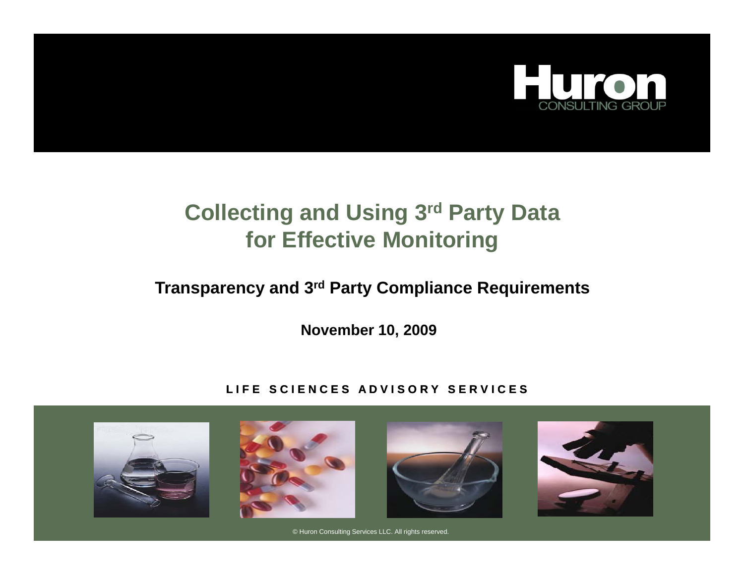Huron CONSULTING GROUP

# Collecting and Using 3rd Party Data for Effective Monitoring

## Transparency and 3rd Party Compliance Requirements

**November 10, 2009**

**LIFE SCIENCES ADVISORY SERVICES**

© Huron Consulting Services LLC. All rights reserved.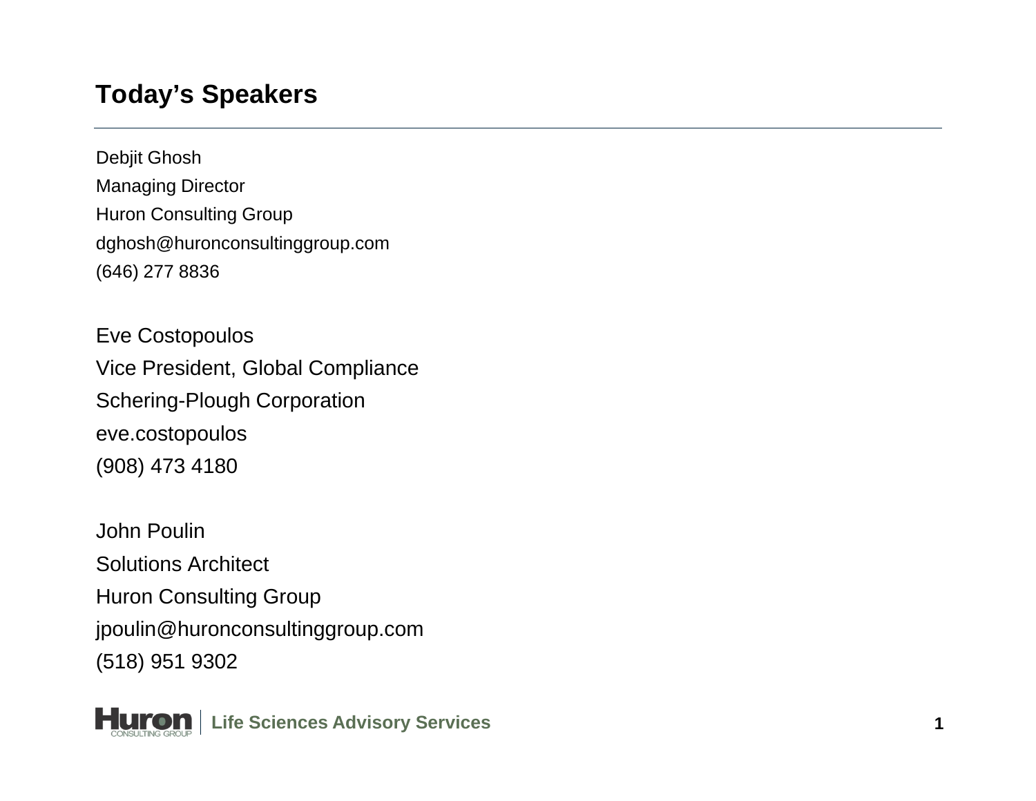# Today's Speakers

Debjit Ghosh
Managing Director
Huron Consulting Group
dghosh@huronconsultinggroup.com
(646) 277 8836

Eve Costopoulos
Vice President, Global Compliance
Schering-Plough Corporation
eve.costopoulos
(908) 473 4180

John Poulin
Solutions Architect
Huron Consulting Group
jpoulin@huronconsultinggroup.com
(518) 951 9302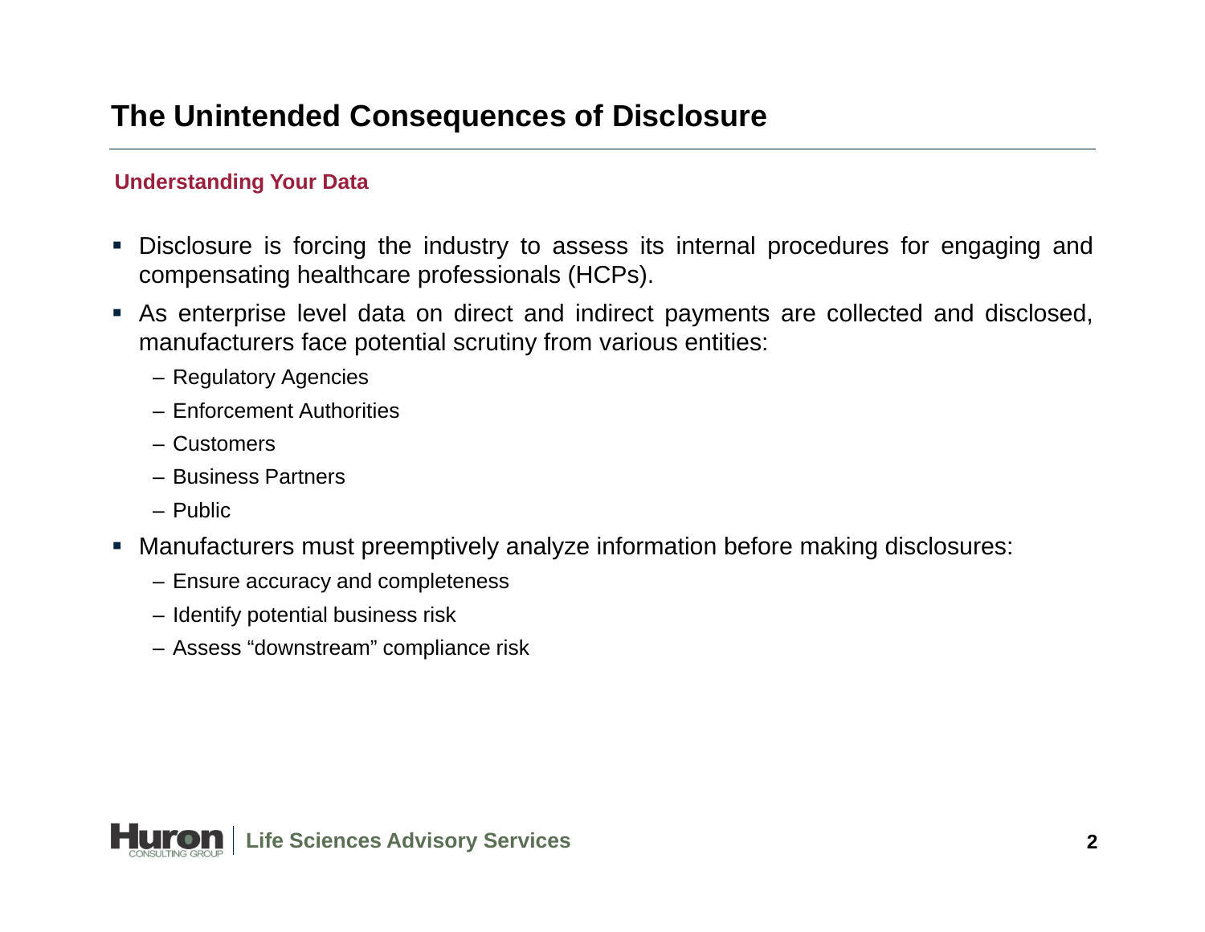# The Unintended Consequences of Disclosure

### Understanding Your Data

- Disclosure is forcing the industry to assess its internal procedures for engaging and compensating healthcare professionals (HCPs).
- As enterprise level data on direct and indirect payments are collected and disclosed, manufacturers face potential scrutiny from various entities:
  - Regulatory Agencies
  - Enforcement Authorities
  - Customers
  - Business Partners
  - Public
- Manufacturers must preemptively analyze information before making disclosures:
  - Ensure accuracy and completeness
  - Identify potential business risk
  - Assess “downstream” compliance risk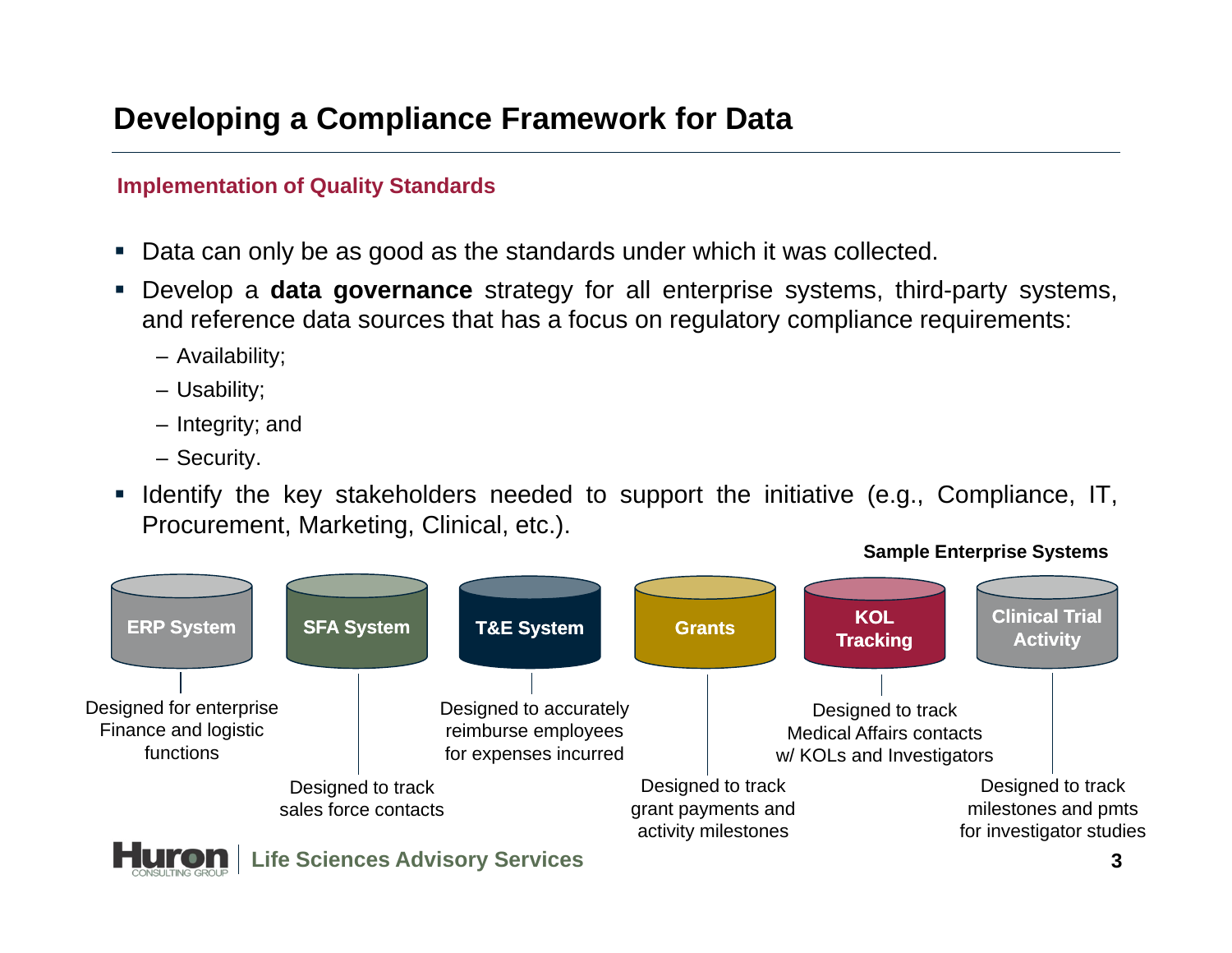# Developing a Compliance Framework for Data

## Implementation of Quality Standards

- Data can only be as good as the standards under which it was collected.
- Develop a **data governance** strategy for all enterprise systems, third-party systems, and reference data sources that has a focus on regulatory compliance requirements:
  - Availability;
  - Usability;
  - Integrity; and
  - Security.
- Identify the key stakeholders needed to support the initiative (e.g., Compliance, IT, Procurement, Marketing, Clinical, etc.).

**Sample Enterprise Systems**

- **ERP System** – Designed for enterprise Finance and logistic functions
- **SFA System** – Designed to track sales force contacts
- **T&E System** – Designed to accurately reimburse employees for expenses incurred
- **Grants** – Designed to track grant payments and activity milestones
- **KOL Tracking** – Designed to track Medical Affairs contacts w/ KOLs and Investigators
- **Clinical Trial Activity** – Designed to track milestones and pmts for investigator studies

Huron Consulting Group | Life Sciences Advisory Services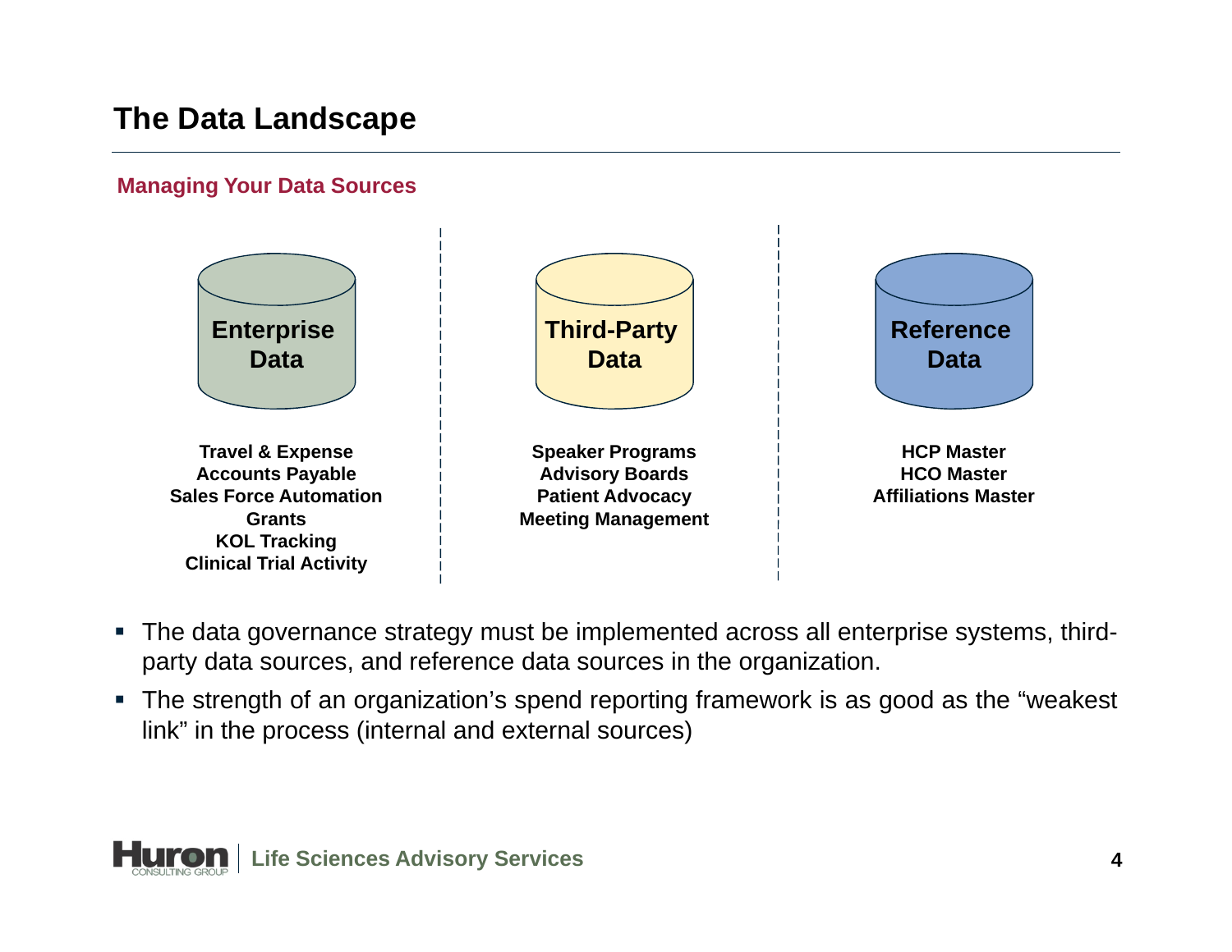# The Data Landscape

## Managing Your Data Sources

### Enterprise Data

Travel & Expense
Accounts Payable
Sales Force Automation
Grants
KOL Tracking
Clinical Trial Activity

### Third-Party Data

Speaker Programs
Advisory Boards
Patient Advocacy
Meeting Management

### Reference Data

HCP Master
HCO Master
Affiliations Master

- The data governance strategy must be implemented across all enterprise systems, third-party data sources, and reference data sources in the organization.
- The strength of an organization's spend reporting framework is as good as the "weakest link" in the process (internal and external sources)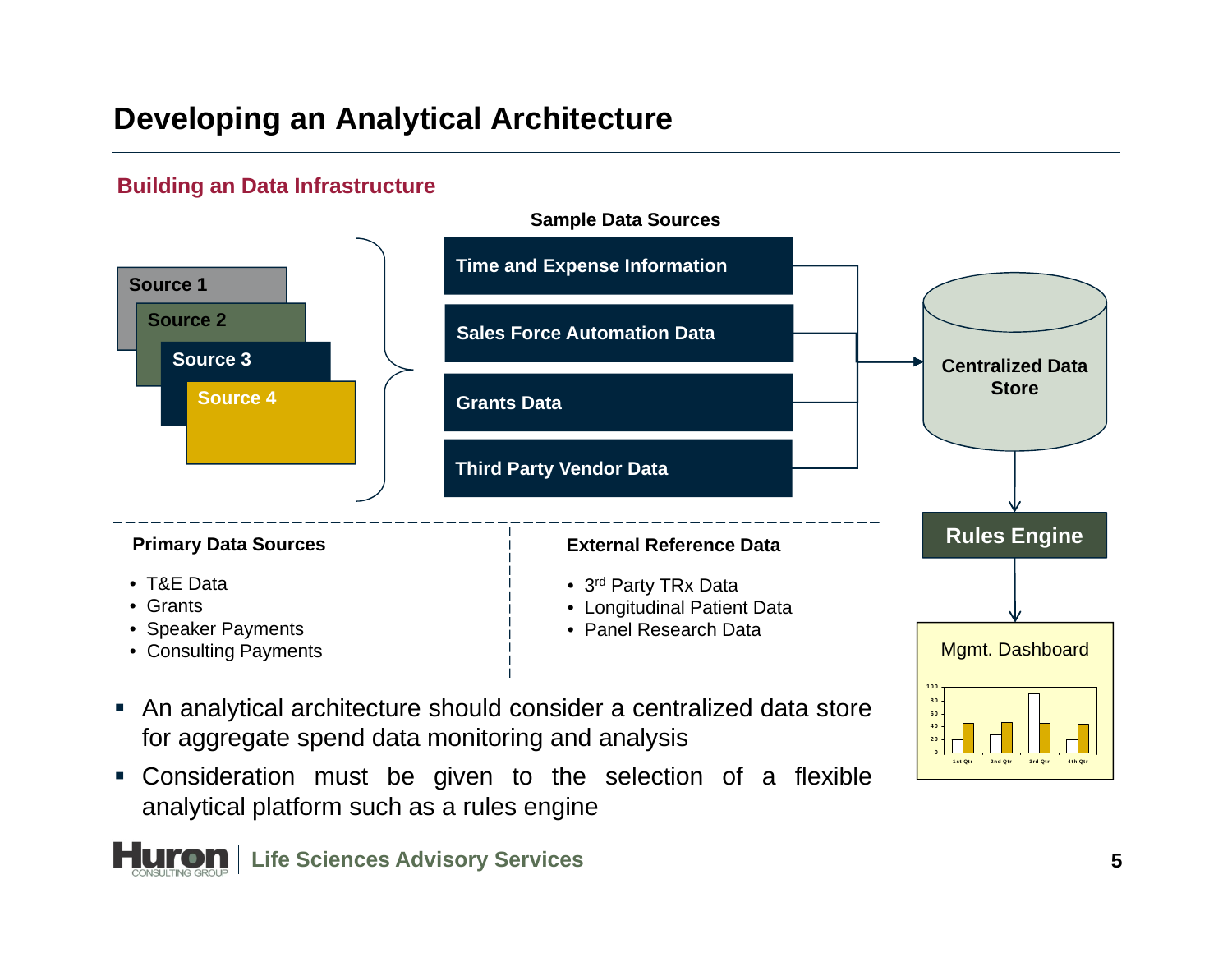# Developing an Analytical Architecture

## Building an Data Infrastructure

**Sample Data Sources**

Source 1
Source 2
Source 3
Source 4

- Time and Expense Information
- Sales Force Automation Data
- Grants Data
- Third Party Vendor Data

Centralized Data Store

Rules Engine

Mgmt. Dashboard

**Primary Data Sources**

- T&E Data
- Grants
- Speaker Payments
- Consulting Payments

**External Reference Data**

- 3rd Party TRx Data
- Longitudinal Patient Data
- Panel Research Data

- An analytical architecture should consider a centralized data store for aggregate spend data monitoring and analysis
- Consideration must be given to the selection of a flexible analytical platform such as a rules engine

Life Sciences Advisory Services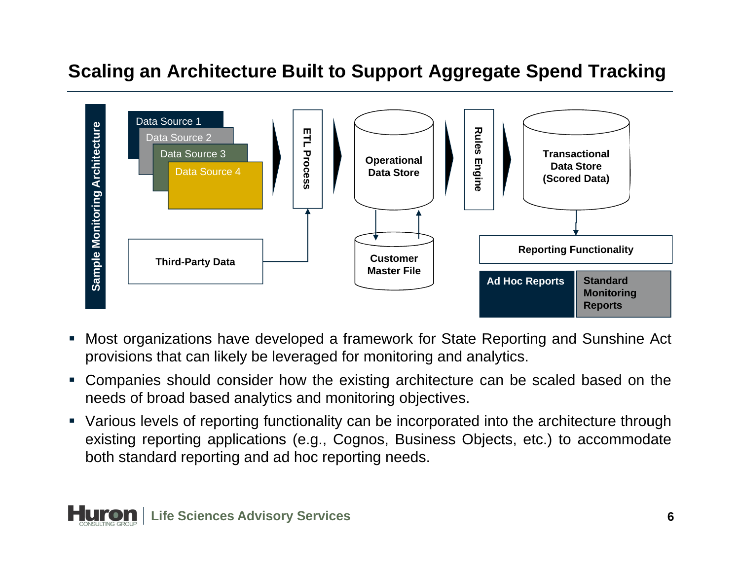# Scaling an Architecture Built to Support Aggregate Spend Tracking

**Sample Monitoring Architecture**

- Data Source 1
- Data Source 2
- Data Source 3
- Data Source 4
- **Third-Party Data**
- **ETL Process**
- **Operational Data Store**
- **Customer Master File**
- **Rules Engine**
- **Transactional Data Store (Scored Data)**
- **Reporting Functionality**
  - **Ad Hoc Reports**
  - **Standard Monitoring Reports**

- Most organizations have developed a framework for State Reporting and Sunshine Act provisions that can likely be leveraged for monitoring and analytics.
- Companies should consider how the existing architecture can be scaled based on the needs of broad based analytics and monitoring objectives.
- Various levels of reporting functionality can be incorporated into the architecture through existing reporting applications (e.g., Cognos, Business Objects, etc.) to accommodate both standard reporting and ad hoc reporting needs.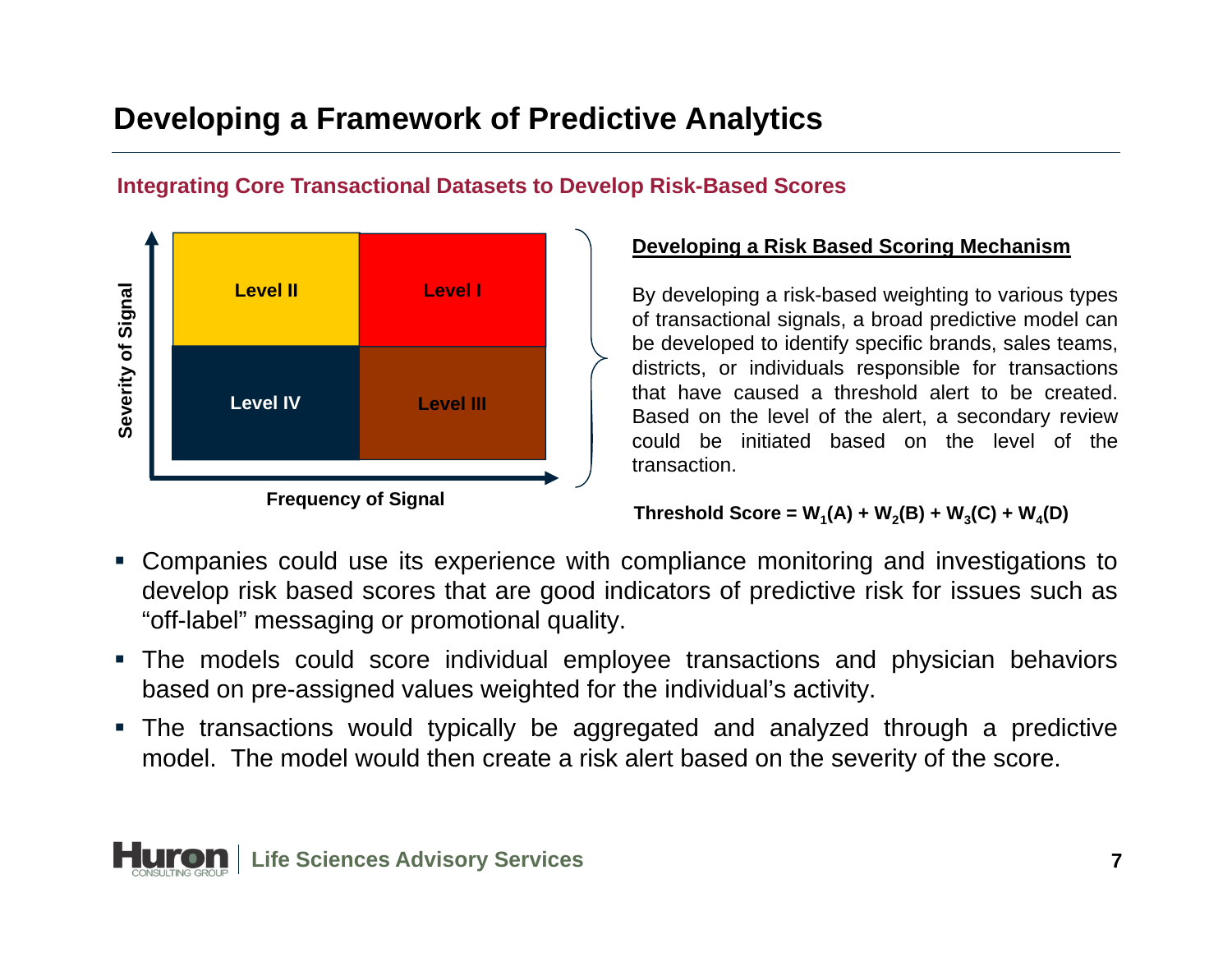# Developing a Framework of Predictive Analytics

## Integrating Core Transactional Datasets to Develop Risk-Based Scores

| Severity of Signal ↑ | | |
|---|---|---|
| | Level II | Level I |
| | Level IV | Level III |
| | Frequency of Signal → | |

**Developing a Risk Based Scoring Mechanism**

By developing a risk-based weighting to various types of transactional signals, a broad predictive model can be developed to identify specific brands, sales teams, districts, or individuals responsible for transactions that have caused a threshold alert to be created. Based on the level of the alert, a secondary review could be initiated based on the level of the transaction.

$$\textbf{Threshold Score} = W_1(A) + W_2(B) + W_3(C) + W_4(D)$$

- Companies could use its experience with compliance monitoring and investigations to develop risk based scores that are good indicators of predictive risk for issues such as "off-label" messaging or promotional quality.
- The models could score individual employee transactions and physician behaviors based on pre-assigned values weighted for the individual's activity.
- The transactions would typically be aggregated and analyzed through a predictive model. The model would then create a risk alert based on the severity of the score.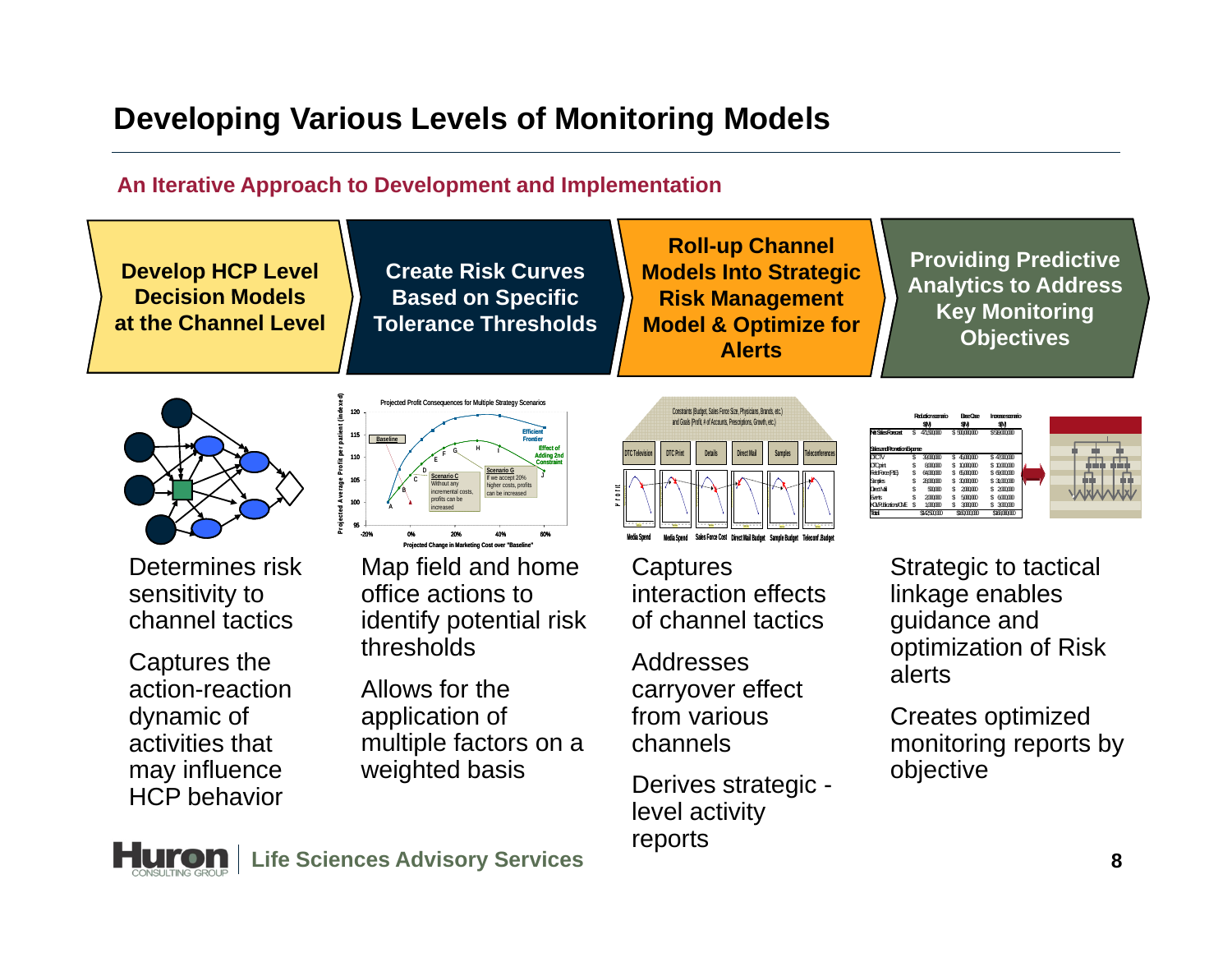# Developing Various Levels of Monitoring Models

**An Iterative Approach to Development and Implementation**

| Develop HCP Level Decision Models at the Channel Level | Create Risk Curves Based on Specific Tolerance Thresholds | Roll-up Channel Models Into Strategic Risk Management Model & Optimize for Alerts | Providing Predictive Analytics to Address Key Monitoring Objectives |
|---|---|---|---|
| Determines risk sensitivity to channel tactics<br><br>Captures the action-reaction dynamic of activities that may influence HCP behavior | Map field and home office actions to identify potential risk thresholds<br><br>Allows for the application of multiple factors on a weighted basis | Captures interaction effects of channel tactics<br><br>Addresses carryover effect from various channels<br><br>Derives strategic - level activity reports | Strategic to tactical linkage enables guidance and optimization of Risk alerts<br><br>Creates optimized monitoring reports by objective |

Life Sciences Advisory Services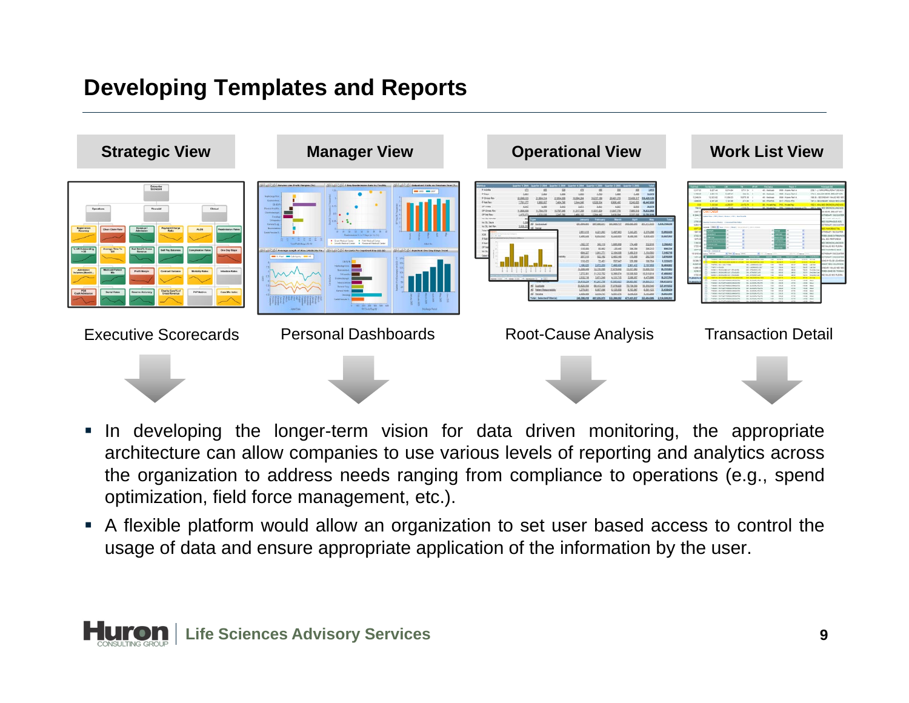# Developing Templates and Reports

| Strategic View | Manager View | Operational View | Work List View |
|---|---|---|---|
| Executive Scorecards | Personal Dashboards | Root-Cause Analysis | Transaction Detail |

- In developing the longer-term vision for data driven monitoring, the appropriate architecture can allow companies to use various levels of reporting and analytics across the organization to address needs ranging from compliance to operations (e.g., spend optimization, field force management, etc.).
- A flexible platform would allow an organization to set user based access to control the usage of data and ensure appropriate application of the information by the user.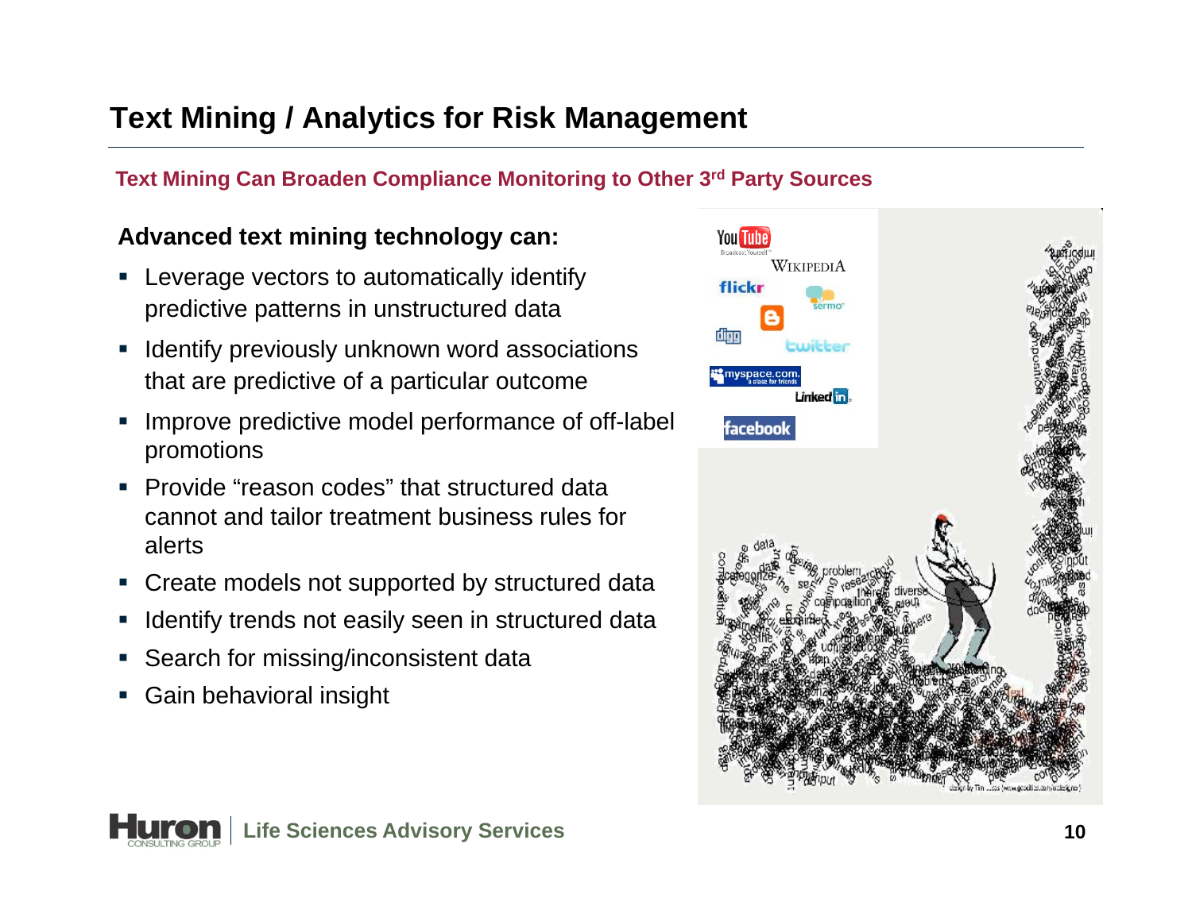# Text Mining / Analytics for Risk Management

## Text Mining Can Broaden Compliance Monitoring to Other 3rd Party Sources

**Advanced text mining technology can:**

- Leverage vectors to automatically identify predictive patterns in unstructured data
- Identify previously unknown word associations that are predictive of a particular outcome
- Improve predictive model performance of off-label promotions
- Provide "reason codes" that structured data cannot and tailor treatment business rules for alerts
- Create models not supported by structured data
- Identify trends not easily seen in structured data
- Search for missing/inconsistent data
- Gain behavioral insight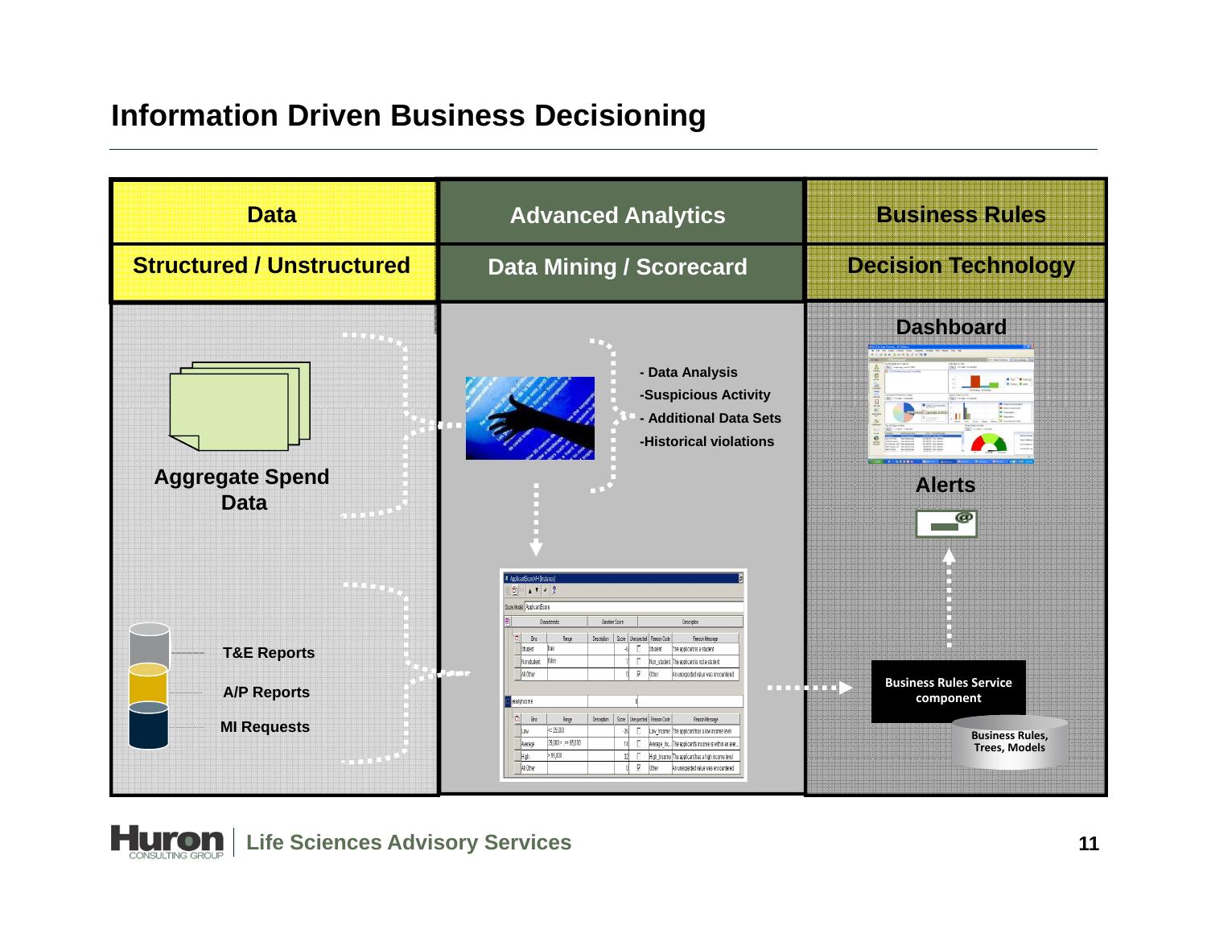# Information Driven Business Decisioning

| Data | Advanced Analytics | Business Rules |
|---|---|---|
| Structured / Unstructured | Data Mining / Scorecard | Decision Technology |

**Aggregate Spend Data**

- T&E Reports
- A/P Reports
- MI Requests

- Data Analysis
- Suspicious Activity
- Additional Data Sets
- Historical violations

**Dashboard**

**Alerts**

**Business Rules Service component**

**Business Rules, Trees, Models**

Huron CONSULTING GROUP | Life Sciences Advisory Services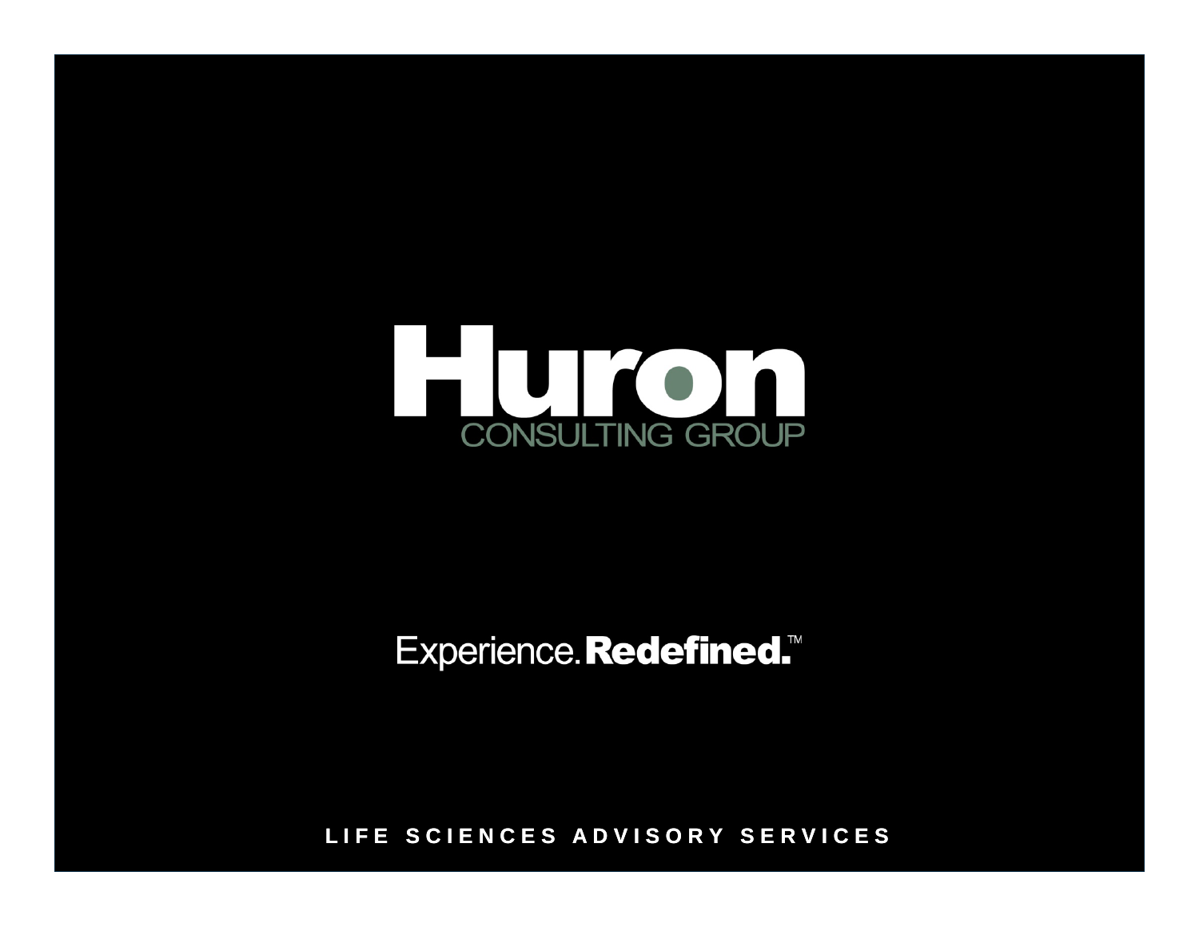# Huron

CONSULTING GROUP

Experience. **Redefined.**™

LIFE SCIENCES ADVISORY SERVICES